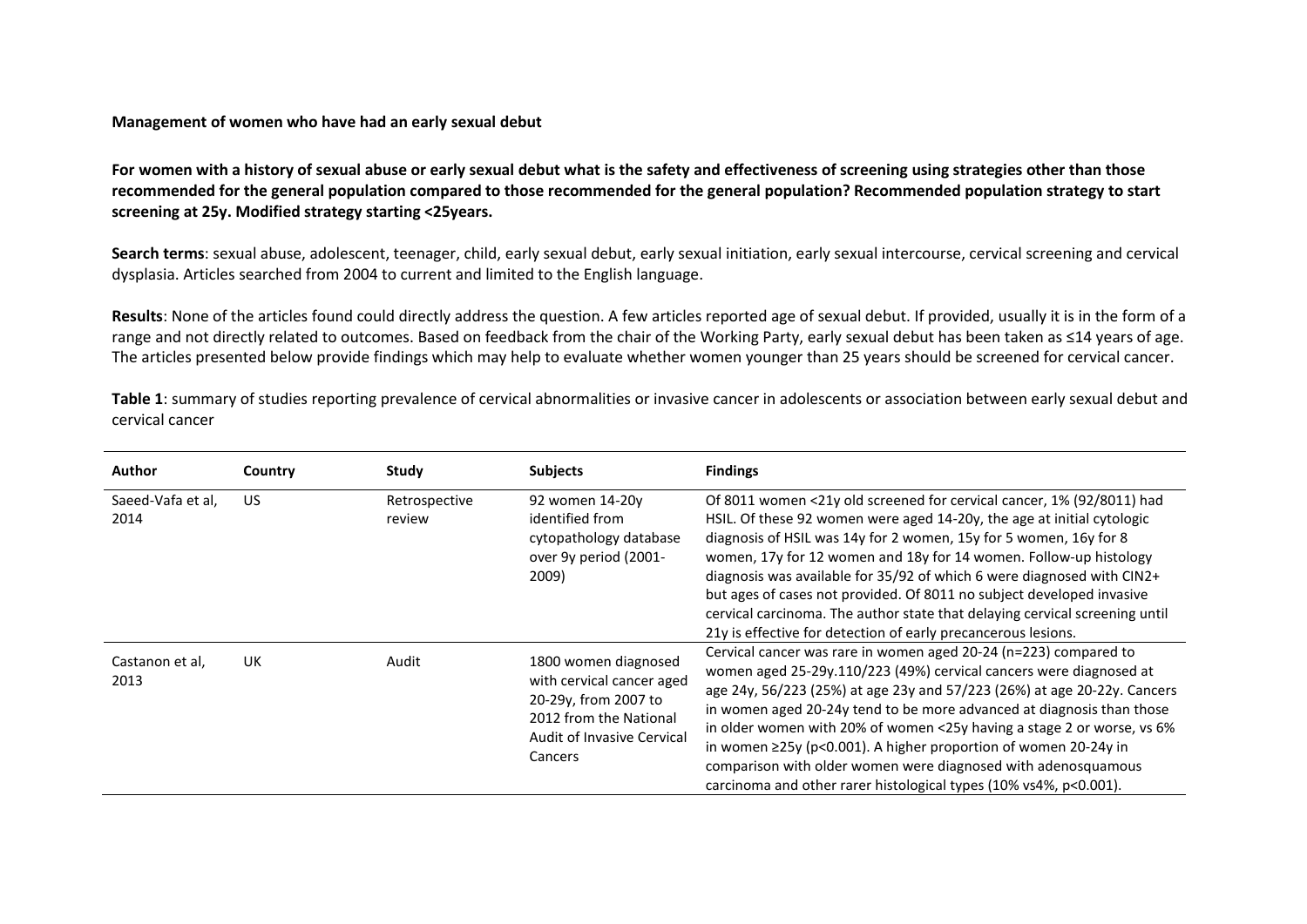**Management of women who have had an early sexual debut**

**For women with a history of sexual abuse or early sexual debut what is the safety and effectiveness of screening using strategies other than those recommended for the general population compared to those recommended for the general population? Recommended population strategy to start screening at 25y. Modified strategy starting <25years.**

**Search terms**: sexual abuse, adolescent, teenager, child, early sexual debut, early sexual initiation, early sexual intercourse, cervical screening and cervical dysplasia. Articles searched from 2004 to current and limited to the English language.

**Results**: None of the articles found could directly address the question. A few articles reported age of sexual debut. If provided, usually it is in the form of a range and not directly related to outcomes. Based on feedback from the chair of the Working Party, early sexual debut has been taken as ≤14 years of age. The articles presented below provide findings which may help to evaluate whether women younger than 25 years should be screened for cervical cancer.

**Table 1**: summary of studies reporting prevalence of cervical abnormalities or invasive cancer in adolescents or association between early sexual debut and cervical cancer

| Author | Country | Study | Subjects | Findings |
|---|---|---|---|---|
| Saeed-Vafa et al, 2014 | US | Retrospective review | 92 women 14-20y identified from cytopathology database over 9y period (2001-2009) | Of 8011 women <21y old screened for cervical cancer, 1% (92/8011) had HSIL. Of these 92 women were aged 14-20y, the age at initial cytologic diagnosis of HSIL was 14y for 2 women, 15y for 5 women, 16y for 8 women, 17y for 12 women and 18y for 14 women. Follow-up histology diagnosis was available for 35/92 of which 6 were diagnosed with CIN2+ but ages of cases not provided. Of 8011 no subject developed invasive cervical carcinoma. The author state that delaying cervical screening until 21y is effective for detection of early precancerous lesions. |
| Castanon et al, 2013 | UK | Audit | 1800 women diagnosed with cervical cancer aged 20-29y, from 2007 to 2012 from the National Audit of Invasive Cervical Cancers | Cervical cancer was rare in women aged 20-24 (n=223) compared to women aged 25-29y.110/223 (49%) cervical cancers were diagnosed at age 24y, 56/223 (25%) at age 23y and 57/223 (26%) at age 20-22y. Cancers in women aged 20-24y tend to be more advanced at diagnosis than those in older women with 20% of women <25y having a stage 2 or worse, vs 6% in women ≥25y ($p<0.001$). A higher proportion of women 20-24y in comparison with older women were diagnosed with adenosquamous carcinoma and other rarer histological types (10% vs4%, $p<0.001$). |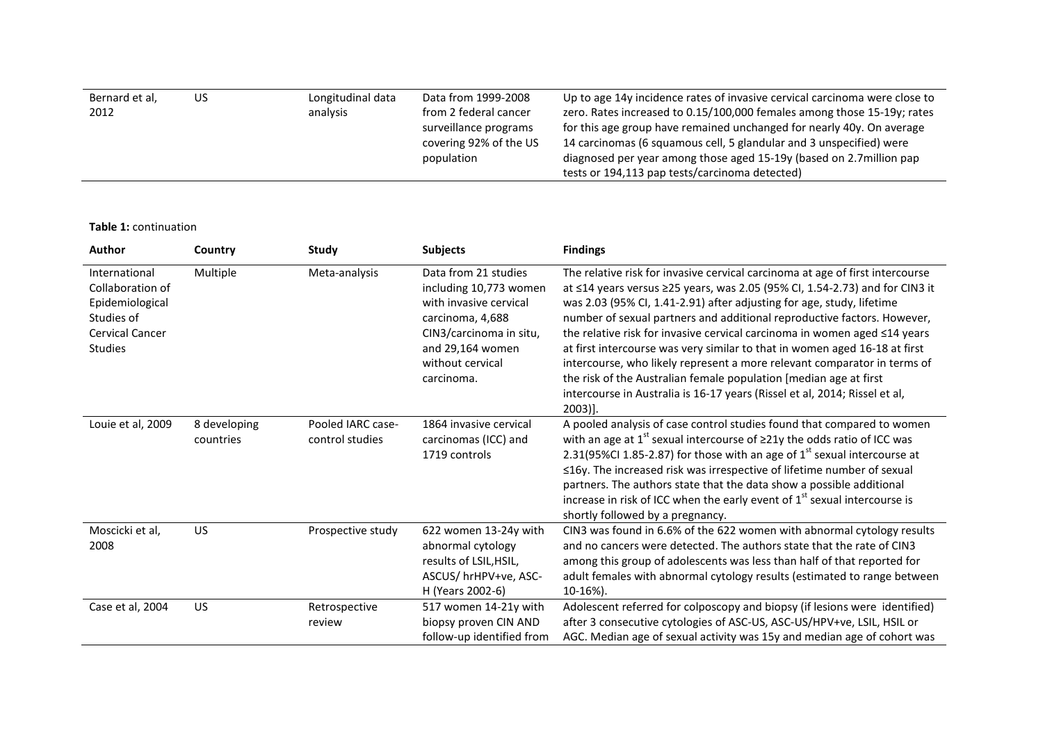| Bernard et al, 2012 | US | Longitudinal data analysis | Data from 1999-2008 from 2 federal cancer surveillance programs covering 92% of the US population | Up to age 14y incidence rates of invasive cervical carcinoma were close to zero. Rates increased to 0.15/100,000 females among those 15-19y; rates for this age group have remained unchanged for nearly 40y. On average 14 carcinomas (6 squamous cell, 5 glandular and 3 unspecified) were diagnosed per year among those aged 15-19y (based on 2.7million pap tests or 194,113 pap tests/carcinoma detected) |
|---|---|---|---|---|

**Table 1:** continuation

| Author | Country | Study | Subjects | Findings |
|---|---|---|---|---|
| International Collaboration of Epidemiological Studies of Cervical Cancer Studies | Multiple | Meta-analysis | Data from 21 studies including 10,773 women with invasive cervical carcinoma, 4,688 CIN3/carcinoma in situ, and 29,164 women without cervical carcinoma. | The relative risk for invasive cervical carcinoma at age of first intercourse at ≤14 years versus ≥25 years, was 2.05 (95% CI, 1.54-2.73) and for CIN3 it was 2.03 (95% CI, 1.41-2.91) after adjusting for age, study, lifetime number of sexual partners and additional reproductive factors. However, the relative risk for invasive cervical carcinoma in women aged ≤14 years at first intercourse was very similar to that in women aged 16-18 at first intercourse, who likely represent a more relevant comparator in terms of the risk of the Australian female population [median age at first intercourse in Australia is 16-17 years (Rissel et al, 2014; Rissel et al, 2003)]. |
| Louie et al, 2009 | 8 developing countries | Pooled IARC case-control studies | 1864 invasive cervical carcinomas (ICC) and 1719 controls | A pooled analysis of case control studies found that compared to women with an age at 1st sexual intercourse of ≥21y the odds ratio of ICC was 2.31(95%CI 1.85-2.87) for those with an age of 1st sexual intercourse at ≤16y. The increased risk was irrespective of lifetime number of sexual partners. The authors state that the data show a possible additional increase in risk of ICC when the early event of 1st sexual intercourse is shortly followed by a pregnancy. |
| Moscicki et al, 2008 | US | Prospective study | 622 women 13-24y with abnormal cytology results of LSIL,HSIL, ASCUS/ hrHPV+ve, ASC-H (Years 2002-6) | CIN3 was found in 6.6% of the 622 women with abnormal cytology results and no cancers were detected. The authors state that the rate of CIN3 among this group of adolescents was less than half of that reported for adult females with abnormal cytology results (estimated to range between 10-16%). |
| Case et al, 2004 | US | Retrospective review | 517 women 14-21y with biopsy proven CIN AND follow-up identified from | Adolescent referred for colposcopy and biopsy (if lesions were identified) after 3 consecutive cytologies of ASC-US, ASC-US/HPV+ve, LSIL, HSIL or AGC. Median age of sexual activity was 15y and median age of cohort was |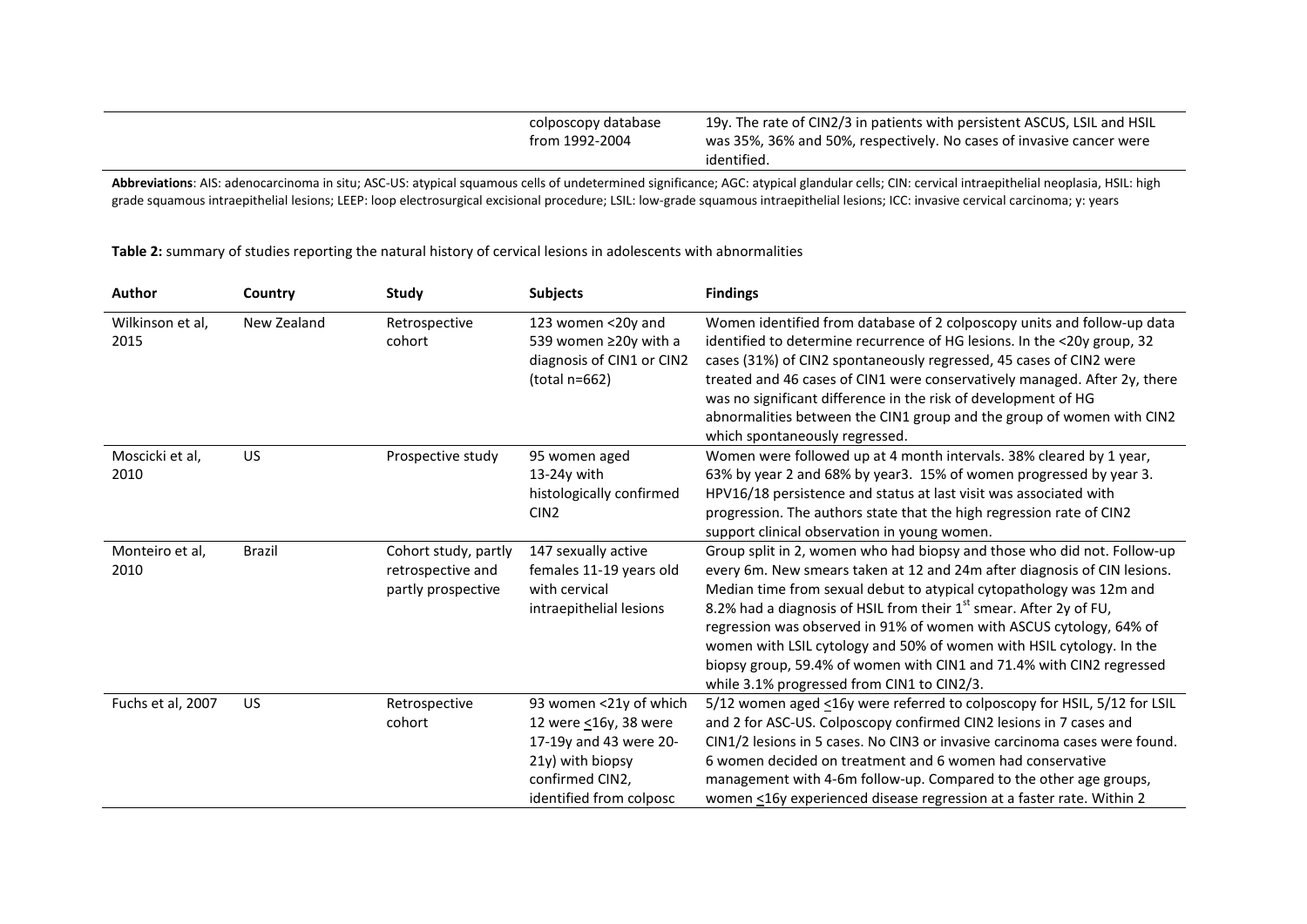| | | | colposcopy database from 1992-2004 | 19y. The rate of CIN2/3 in patients with persistent ASCUS, LSIL and HSIL was 35%, 36% and 50%, respectively. No cases of invasive cancer were identified. |
|---|---|---|---|---|

**Abbreviations**: AIS: adenocarcinoma in situ; ASC-US: atypical squamous cells of undetermined significance; AGC: atypical glandular cells; CIN: cervical intraepithelial neoplasia, HSIL: high grade squamous intraepithelial lesions; LEEP: loop electrosurgical excisional procedure; LSIL: low-grade squamous intraepithelial lesions; ICC: invasive cervical carcinoma; y: years

**Table 2:** summary of studies reporting the natural history of cervical lesions in adolescents with abnormalities

| Author | Country | Study | Subjects | Findings |
|---|---|---|---|---|
| Wilkinson et al, 2015 | New Zealand | Retrospective cohort | 123 women <20y and 539 women ≥20y with a diagnosis of CIN1 or CIN2 (total n=662) | Women identified from database of 2 colposcopy units and follow-up data identified to determine recurrence of HG lesions. In the <20y group, 32 cases (31%) of CIN2 spontaneously regressed, 45 cases of CIN2 were treated and 46 cases of CIN1 were conservatively managed. After 2y, there was no significant difference in the risk of development of HG abnormalities between the CIN1 group and the group of women with CIN2 which spontaneously regressed. |
| Moscicki et al, 2010 | US | Prospective study | 95 women aged 13-24y with histologically confirmed CIN2 | Women were followed up at 4 month intervals. 38% cleared by 1 year, 63% by year 2 and 68% by year3. 15% of women progressed by year 3. HPV16/18 persistence and status at last visit was associated with progression. The authors state that the high regression rate of CIN2 support clinical observation in young women. |
| Monteiro et al, 2010 | Brazil | Cohort study, partly retrospective and partly prospective | 147 sexually active females 11-19 years old with cervical intraepithelial lesions | Group split in 2, women who had biopsy and those who did not. Follow-up every 6m. New smears taken at 12 and 24m after diagnosis of CIN lesions. Median time from sexual debut to atypical cytopathology was 12m and 8.2% had a diagnosis of HSIL from their 1st smear. After 2y of FU, regression was observed in 91% of women with ASCUS cytology, 64% of women with LSIL cytology and 50% of women with HSIL cytology. In the biopsy group, 59.4% of women with CIN1 and 71.4% with CIN2 regressed while 3.1% progressed from CIN1 to CIN2/3. |
| Fuchs et al, 2007 | US | Retrospective cohort | 93 women <21y of which 12 were ≤16y, 38 were 17-19y and 43 were 20-21y) with biopsy confirmed CIN2, identified from colposc | 5/12 women aged ≤16y were referred to colposcopy for HSIL, 5/12 for LSIL and 2 for ASC-US. Colposcopy confirmed CIN2 lesions in 7 cases and CIN1/2 lesions in 5 cases. No CIN3 or invasive carcinoma cases were found. 6 women decided on treatment and 6 women had conservative management with 4-6m follow-up. Compared to the other age groups, women ≤16y experienced disease regression at a faster rate. Within 2 |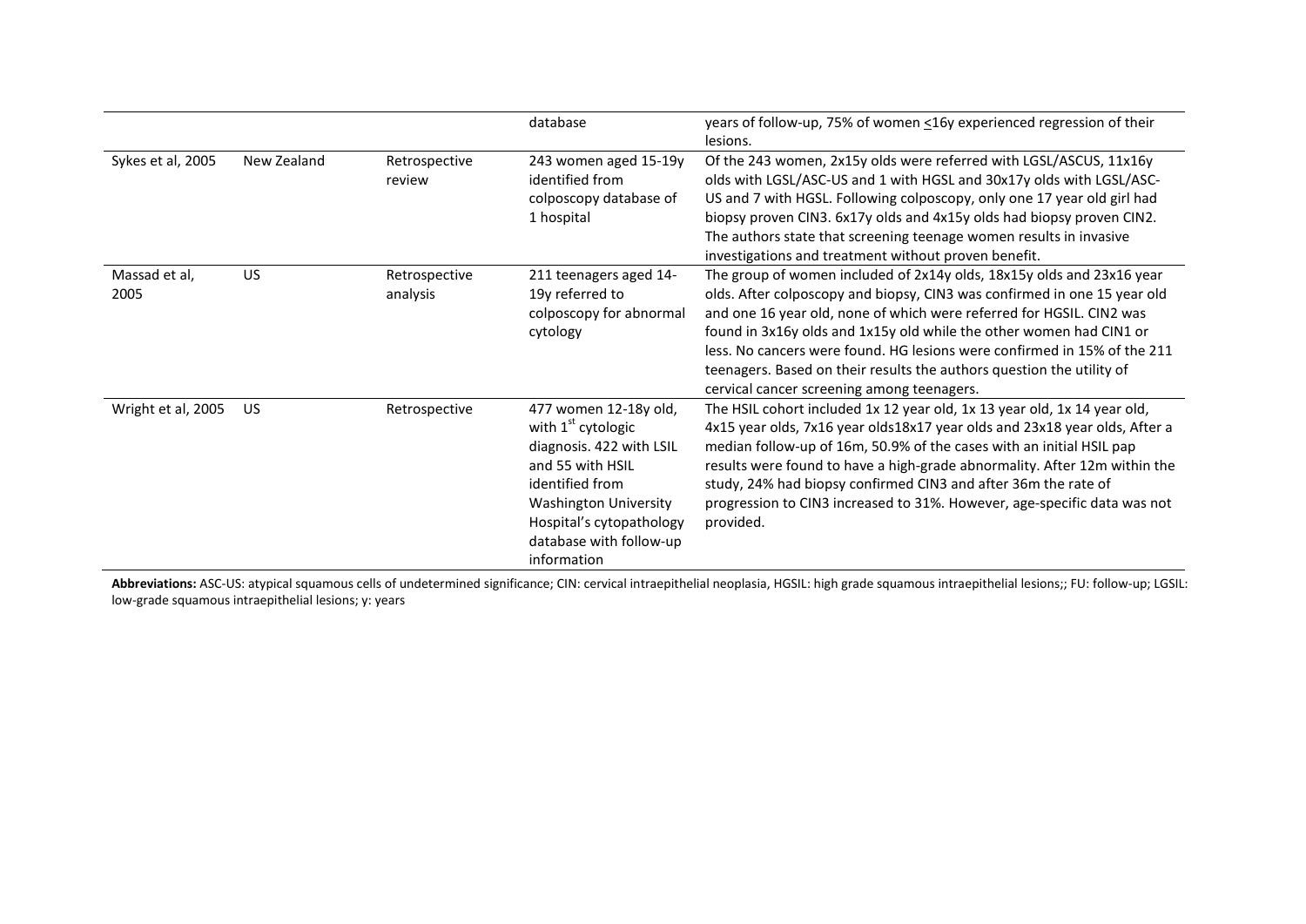| | | | | |
|---|---|---|---|---|
| | | | database | years of follow-up, 75% of women ≤16y experienced regression of their lesions. |
| Sykes et al, 2005 | New Zealand | Retrospective review | 243 women aged 15-19y identified from colposcopy database of 1 hospital | Of the 243 women, 2x15y olds were referred with LGSL/ASCUS, 11x16y olds with LGSL/ASC-US and 1 with HGSL and 30x17y olds with LGSL/ASC-US and 7 with HGSL. Following colposcopy, only one 17 year old girl had biopsy proven CIN3. 6x17y olds and 4x15y olds had biopsy proven CIN2. The authors state that screening teenage women results in invasive investigations and treatment without proven benefit. |
| Massad et al, 2005 | US | Retrospective analysis | 211 teenagers aged 14-19y referred to colposcopy for abnormal cytology | The group of women included of 2x14y olds, 18x15y olds and 23x16 year olds. After colposcopy and biopsy, CIN3 was confirmed in one 15 year old and one 16 year old, none of which were referred for HGSIL. CIN2 was found in 3x16y olds and 1x15y old while the other women had CIN1 or less. No cancers were found. HG lesions were confirmed in 15% of the 211 teenagers. Based on their results the authors question the utility of cervical cancer screening among teenagers. |
| Wright et al, 2005 | US | Retrospective | 477 women 12-18y old, with 1st cytologic diagnosis. 422 with LSIL and 55 with HSIL identified from Washington University Hospital's cytopathology database with follow-up information | The HSIL cohort included 1x 12 year old, 1x 13 year old, 1x 14 year old, 4x15 year olds, 7x16 year olds18x17 year olds and 23x18 year olds, After a median follow-up of 16m, 50.9% of the cases with an initial HSIL pap results were found to have a high-grade abnormality. After 12m within the study, 24% had biopsy confirmed CIN3 and after 36m the rate of progression to CIN3 increased to 31%. However, age-specific data was not provided. |

**Abbreviations:** ASC-US: atypical squamous cells of undetermined significance; CIN: cervical intraepithelial neoplasia, HGSIL: high grade squamous intraepithelial lesions;; FU: follow-up; LGSIL: low-grade squamous intraepithelial lesions; y: years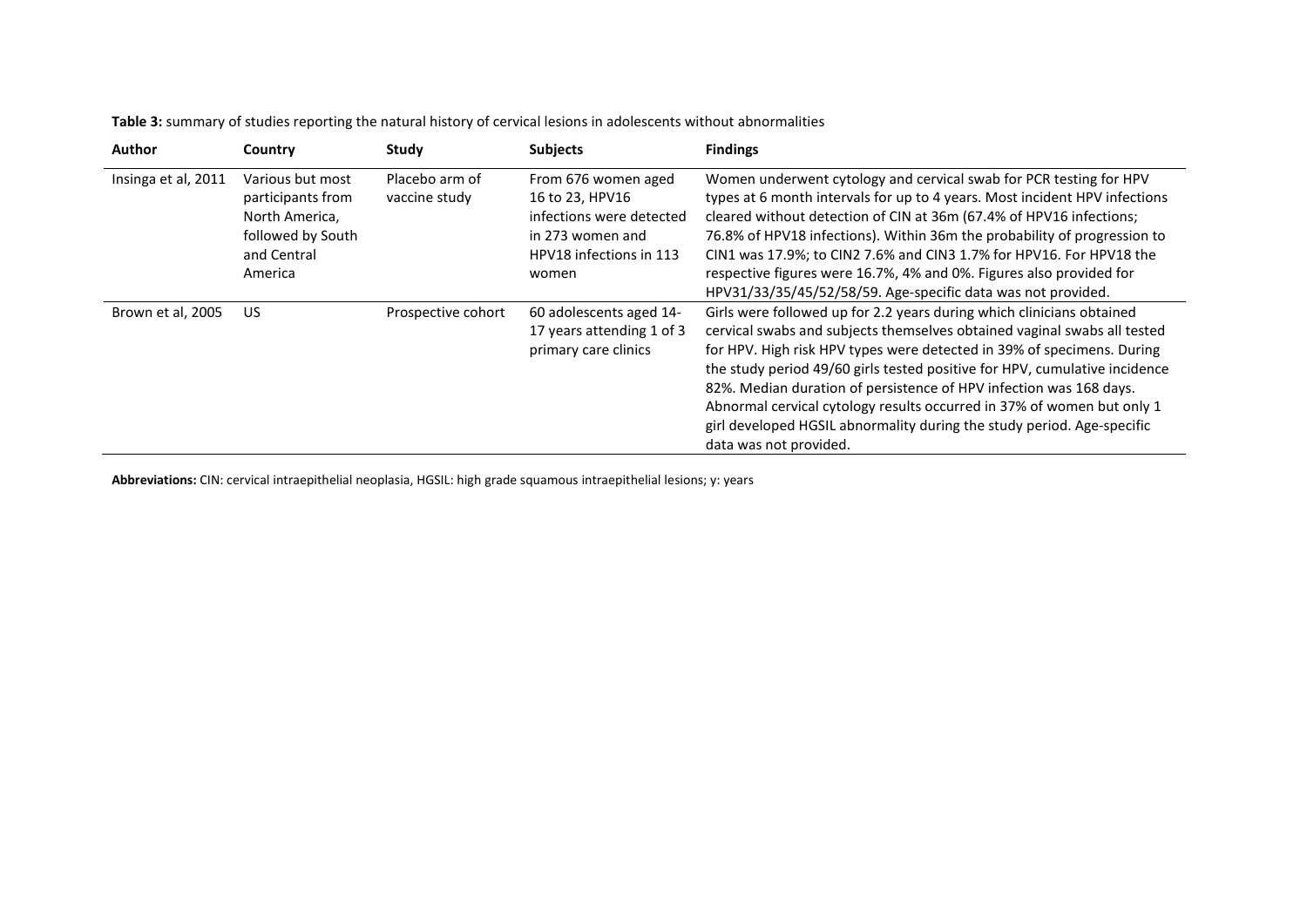**Table 3:** summary of studies reporting the natural history of cervical lesions in adolescents without abnormalities

| Author | Country | Study | Subjects | Findings |
|---|---|---|---|---|
| Insinga et al, 2011 | Various but most participants from North America, followed by South and Central America | Placebo arm of vaccine study | From 676 women aged 16 to 23, HPV16 infections were detected in 273 women and HPV18 infections in 113 women | Women underwent cytology and cervical swab for PCR testing for HPV types at 6 month intervals for up to 4 years. Most incident HPV infections cleared without detection of CIN at 36m (67.4% of HPV16 infections; 76.8% of HPV18 infections). Within 36m the probability of progression to CIN1 was 17.9%; to CIN2 7.6% and CIN3 1.7% for HPV16. For HPV18 the respective figures were 16.7%, 4% and 0%. Figures also provided for HPV31/33/35/45/52/58/59. Age-specific data was not provided. |
| Brown et al, 2005 | US | Prospective cohort | 60 adolescents aged 14-17 years attending 1 of 3 primary care clinics | Girls were followed up for 2.2 years during which clinicians obtained cervical swabs and subjects themselves obtained vaginal swabs all tested for HPV. High risk HPV types were detected in 39% of specimens. During the study period 49/60 girls tested positive for HPV, cumulative incidence 82%. Median duration of persistence of HPV infection was 168 days. Abnormal cervical cytology results occurred in 37% of women but only 1 girl developed HGSIL abnormality during the study period. Age-specific data was not provided. |

**Abbreviations:** CIN: cervical intraepithelial neoplasia, HGSIL: high grade squamous intraepithelial lesions; y: years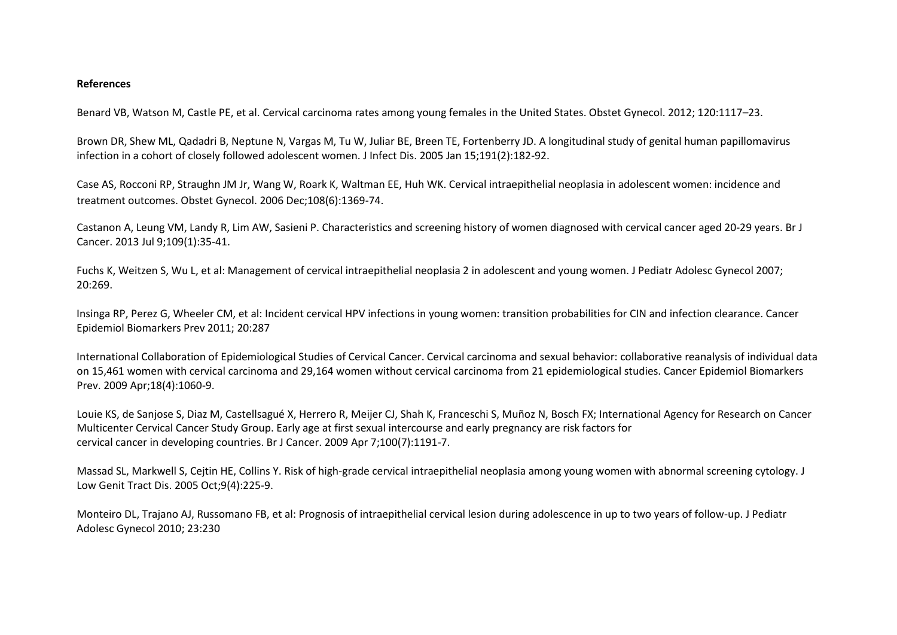**References**

Benard VB, Watson M, Castle PE, et al. Cervical carcinoma rates among young females in the United States. Obstet Gynecol. 2012; 120:1117–23.

Brown DR, Shew ML, Qadadri B, Neptune N, Vargas M, Tu W, Juliar BE, Breen TE, Fortenberry JD. A longitudinal study of genital human papillomavirus infection in a cohort of closely followed adolescent women. J Infect Dis. 2005 Jan 15;191(2):182-92.

Case AS, Rocconi RP, Straughn JM Jr, Wang W, Roark K, Waltman EE, Huh WK. Cervical intraepithelial neoplasia in adolescent women: incidence and treatment outcomes. Obstet Gynecol. 2006 Dec;108(6):1369-74.

Castanon A, Leung VM, Landy R, Lim AW, Sasieni P. Characteristics and screening history of women diagnosed with cervical cancer aged 20-29 years. Br J Cancer. 2013 Jul 9;109(1):35-41.

Fuchs K, Weitzen S, Wu L, et al: Management of cervical intraepithelial neoplasia 2 in adolescent and young women. J Pediatr Adolesc Gynecol 2007; 20:269.

Insinga RP, Perez G, Wheeler CM, et al: Incident cervical HPV infections in young women: transition probabilities for CIN and infection clearance. Cancer Epidemiol Biomarkers Prev 2011; 20:287

International Collaboration of Epidemiological Studies of Cervical Cancer. Cervical carcinoma and sexual behavior: collaborative reanalysis of individual data on 15,461 women with cervical carcinoma and 29,164 women without cervical carcinoma from 21 epidemiological studies. Cancer Epidemiol Biomarkers Prev. 2009 Apr;18(4):1060-9.

Louie KS, de Sanjose S, Diaz M, Castellsagué X, Herrero R, Meijer CJ, Shah K, Franceschi S, Muñoz N, Bosch FX; International Agency for Research on Cancer Multicenter Cervical Cancer Study Group. Early age at first sexual intercourse and early pregnancy are risk factors for cervical cancer in developing countries. Br J Cancer. 2009 Apr 7;100(7):1191-7.

Massad SL, Markwell S, Cejtin HE, Collins Y. Risk of high-grade cervical intraepithelial neoplasia among young women with abnormal screening cytology. J Low Genit Tract Dis. 2005 Oct;9(4):225-9.

Monteiro DL, Trajano AJ, Russomano FB, et al: Prognosis of intraepithelial cervical lesion during adolescence in up to two years of follow-up. J Pediatr Adolesc Gynecol 2010; 23:230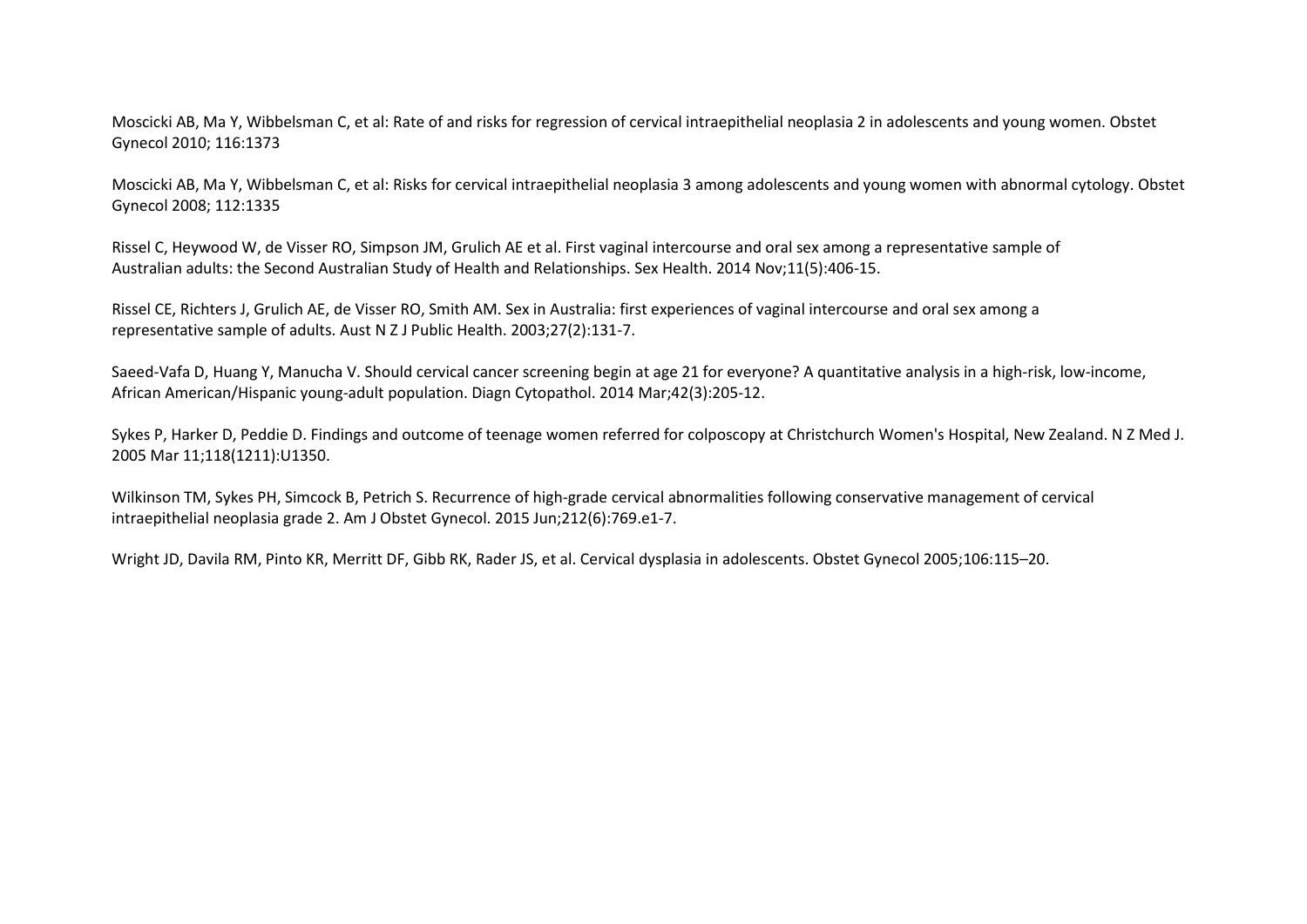Moscicki AB, Ma Y, Wibbelsman C, et al: Rate of and risks for regression of cervical intraepithelial neoplasia 2 in adolescents and young women. Obstet Gynecol 2010; 116:1373

Moscicki AB, Ma Y, Wibbelsman C, et al: Risks for cervical intraepithelial neoplasia 3 among adolescents and young women with abnormal cytology. Obstet Gynecol 2008; 112:1335

Rissel C, Heywood W, de Visser RO, Simpson JM, Grulich AE et al. First vaginal intercourse and oral sex among a representative sample of Australian adults: the Second Australian Study of Health and Relationships. Sex Health. 2014 Nov;11(5):406-15.

Rissel CE, Richters J, Grulich AE, de Visser RO, Smith AM. Sex in Australia: first experiences of vaginal intercourse and oral sex among a representative sample of adults. Aust N Z J Public Health. 2003;27(2):131-7.

Saeed-Vafa D, Huang Y, Manucha V. Should cervical cancer screening begin at age 21 for everyone? A quantitative analysis in a high-risk, low-income, African American/Hispanic young-adult population. Diagn Cytopathol. 2014 Mar;42(3):205-12.

Sykes P, Harker D, Peddie D. Findings and outcome of teenage women referred for colposcopy at Christchurch Women's Hospital, New Zealand. N Z Med J. 2005 Mar 11;118(1211):U1350.

Wilkinson TM, Sykes PH, Simcock B, Petrich S. Recurrence of high-grade cervical abnormalities following conservative management of cervical intraepithelial neoplasia grade 2. Am J Obstet Gynecol. 2015 Jun;212(6):769.e1-7.

Wright JD, Davila RM, Pinto KR, Merritt DF, Gibb RK, Rader JS, et al. Cervical dysplasia in adolescents. Obstet Gynecol 2005;106:115–20.